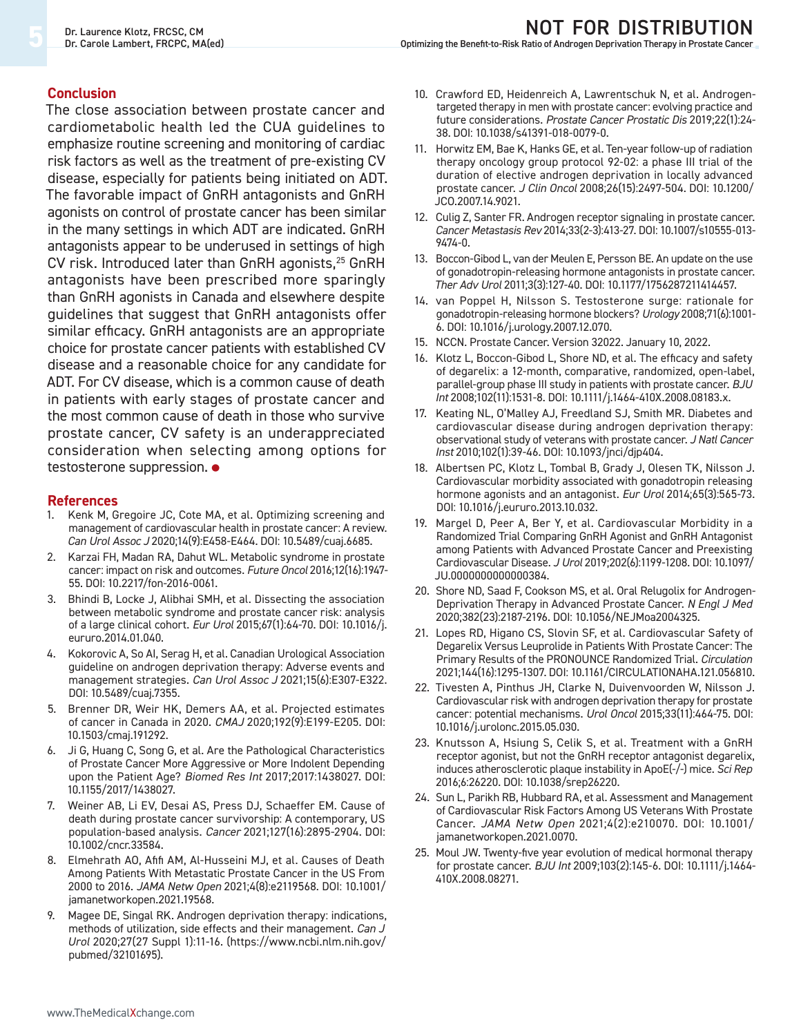## Conclusion

The close association between prostate cancer and cardiometabolic health led the CUA guidelines to emphasize routine screening and monitoring of cardiac risk factors as well as the treatment of pre-existing CV disease, especially for patients being initiated on ADT. The favorable impact of GnRH antagonists and GnRH agonists on control of prostate cancer has been similar in the many settings in which ADT are indicated. GnRH antagonists appear to be underused in settings of high CV risk. Introduced later than GnRH agonists,[25] GnRH antagonists have been prescribed more sparingly than GnRH agonists in Canada and elsewhere despite guidelines that suggest that GnRH antagonists offer similar efficacy. GnRH antagonists are an appropriate choice for prostate cancer patients with established CV disease and a reasonable choice for any candidate for ADT. For CV disease, which is a common cause of death in patients with early stages of prostate cancer and the most common cause of death in those who survive prostate cancer, CV safety is an underappreciated consideration when selecting among options for testosterone suppression. ●

## References

1. Kenk M, Gregoire JC, Cote MA, et al. Optimizing screening and management of cardiovascular health in prostate cancer: A review. *Can Urol Assoc J* 2020;14(9):E458-E464. DOI: 10.5489/cuaj.6685.
2. Karzai FH, Madan RA, Dahut WL. Metabolic syndrome in prostate cancer: impact on risk and outcomes. *Future Oncol* 2016;12(16):1947-55. DOI: 10.2217/fon-2016-0061.
3. Bhindi B, Locke J, Alibhai SMH, et al. Dissecting the association between metabolic syndrome and prostate cancer risk: analysis of a large clinical cohort. *Eur Urol* 2015;67(1):64-70. DOI: 10.1016/j.eururo.2014.01.040.
4. Kokorovic A, So AI, Serag H, et al. Canadian Urological Association guideline on androgen deprivation therapy: Adverse events and management strategies. *Can Urol Assoc J* 2021;15(6):E307-E322. DOI: 10.5489/cuaj.7355.
5. Brenner DR, Weir HK, Demers AA, et al. Projected estimates of cancer in Canada in 2020. *CMAJ* 2020;192(9):E199-E205. DOI: 10.1503/cmaj.191292.
6. Ji G, Huang C, Song G, et al. Are the Pathological Characteristics of Prostate Cancer More Aggressive or More Indolent Depending upon the Patient Age? *Biomed Res Int* 2017;2017:1438027. DOI: 10.1155/2017/1438027.
7. Weiner AB, Li EV, Desai AS, Press DJ, Schaeffer EM. Cause of death during prostate cancer survivorship: A contemporary, US population-based analysis. *Cancer* 2021;127(16):2895-2904. DOI: 10.1002/cncr.33584.
8. Elmehrath AO, Afifi AM, Al-Husseini MJ, et al. Causes of Death Among Patients With Metastatic Prostate Cancer in the US From 2000 to 2016. *JAMA Netw Open* 2021;4(8):e2119568. DOI: 10.1001/jamanetworkopen.2021.19568.
9. Magee DE, Singal RK. Androgen deprivation therapy: indications, methods of utilization, side effects and their management. *Can J Urol* 2020;27(27 Suppl 1):11-16. (https://www.ncbi.nlm.nih.gov/pubmed/32101695).
10. Crawford ED, Heidenreich A, Lawrentschuk N, et al. Androgen-targeted therapy in men with prostate cancer: evolving practice and future considerations. *Prostate Cancer Prostatic Dis* 2019;22(1):24-38. DOI: 10.1038/s41391-018-0079-0.
11. Horwitz EM, Bae K, Hanks GE, et al. Ten-year follow-up of radiation therapy oncology group protocol 92-02: a phase III trial of the duration of elective androgen deprivation in locally advanced prostate cancer. *J Clin Oncol* 2008;26(15):2497-504. DOI: 10.1200/JCO.2007.14.9021.
12. Culig Z, Santer FR. Androgen receptor signaling in prostate cancer. *Cancer Metastasis Rev* 2014;33(2-3):413-27. DOI: 10.1007/s10555-013-9474-0.
13. Boccon-Gibod L, van der Meulen E, Persson BE. An update on the use of gonadotropin-releasing hormone antagonists in prostate cancer. *Ther Adv Urol* 2011;3(3):127-40. DOI: 10.1177/1756287211414457.
14. van Poppel H, Nilsson S. Testosterone surge: rationale for gonadotropin-releasing hormone blockers? *Urology* 2008;71(6):1001-6. DOI: 10.1016/j.urology.2007.12.070.
15. NCCN. Prostate Cancer. Version 32022. January 10, 2022.
16. Klotz L, Boccon-Gibod L, Shore ND, et al. The efficacy and safety of degarelix: a 12-month, comparative, randomized, open-label, parallel-group phase III study in patients with prostate cancer. *BJU Int* 2008;102(11):1531-8. DOI: 10.1111/j.1464-410X.2008.08183.x.
17. Keating NL, O'Malley AJ, Freedland SJ, Smith MR. Diabetes and cardiovascular disease during androgen deprivation therapy: observational study of veterans with prostate cancer. *J Natl Cancer Inst* 2010;102(1):39-46. DOI: 10.1093/jnci/djp404.
18. Albertsen PC, Klotz L, Tombal B, Grady J, Olesen TK, Nilsson J. Cardiovascular morbidity associated with gonadotropin releasing hormone agonists and an antagonist. *Eur Urol* 2014;65(3):565-73. DOI: 10.1016/j.eururo.2013.10.032.
19. Margel D, Peer A, Ber Y, et al. Cardiovascular Morbidity in a Randomized Trial Comparing GnRH Agonist and GnRH Antagonist among Patients with Advanced Prostate Cancer and Preexisting Cardiovascular Disease. *J Urol* 2019;202(6):1199-1208. DOI: 10.1097/JU.0000000000000384.
20. Shore ND, Saad F, Cookson MS, et al. Oral Relugolix for Androgen-Deprivation Therapy in Advanced Prostate Cancer. *N Engl J Med* 2020;382(23):2187-2196. DOI: 10.1056/NEJMoa2004325.
21. Lopes RD, Higano CS, Slovin SF, et al. Cardiovascular Safety of Degarelix Versus Leuprolide in Patients With Prostate Cancer: The Primary Results of the PRONOUNCE Randomized Trial. *Circulation* 2021;144(16):1295-1307. DOI: 10.1161/CIRCULATIONAHA.121.056810.
22. Tivesten A, Pinthus JH, Clarke N, Duivenvoorden W, Nilsson J. Cardiovascular risk with androgen deprivation therapy for prostate cancer: potential mechanisms. *Urol Oncol* 2015;33(11):464-75. DOI: 10.1016/j.urolonc.2015.05.030.
23. Knutsson A, Hsiung S, Celik S, et al. Treatment with a GnRH receptor agonist, but not the GnRH receptor antagonist degarelix, induces atherosclerotic plaque instability in ApoE(-/-) mice. *Sci Rep* 2016;6:26220. DOI: 10.1038/srep26220.
24. Sun L, Parikh RB, Hubbard RA, et al. Assessment and Management of Cardiovascular Risk Factors Among US Veterans With Prostate Cancer. *JAMA Netw Open* 2021;4(2):e210070. DOI: 10.1001/jamanetworkopen.2021.0070.
25. Moul JW. Twenty-five year evolution of medical hormonal therapy for prostate cancer. *BJU Int* 2009;103(2):145-6. DOI: 10.1111/j.1464-410X.2008.08271.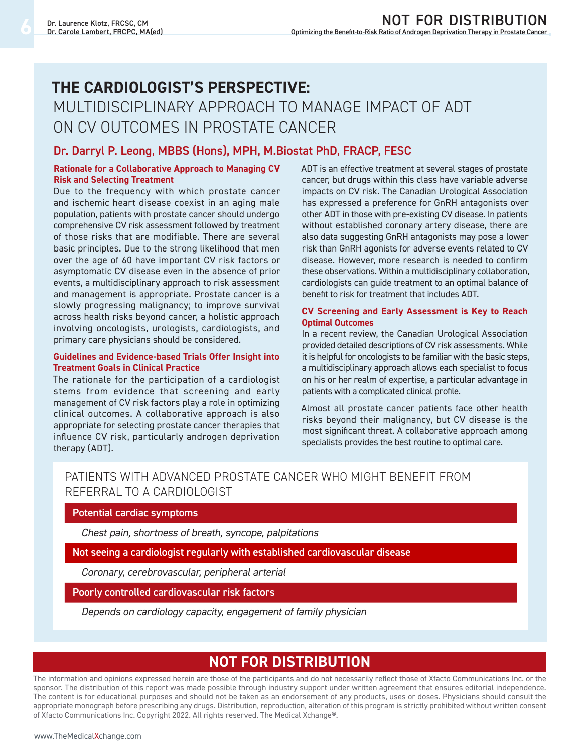# THE CARDIOLOGIST'S PERSPECTIVE:

## MULTIDISCIPLINARY APPROACH TO MANAGE IMPACT OF ADT ON CV OUTCOMES IN PROSTATE CANCER

### Dr. Darryl P. Leong, MBBS (Hons), MPH, M.Biostat PhD, FRACP, FESC

**Rationale for a Collaborative Approach to Managing CV Risk and Selecting Treatment**

Due to the frequency with which prostate cancer and ischemic heart disease coexist in an aging male population, patients with prostate cancer should undergo comprehensive CV risk assessment followed by treatment of those risks that are modifiable. There are several basic principles. Due to the strong likelihood that men over the age of 60 have important CV risk factors or asymptomatic CV disease even in the absence of prior events, a multidisciplinary approach to risk assessment and management is appropriate. Prostate cancer is a slowly progressing malignancy; to improve survival across health risks beyond cancer, a holistic approach involving oncologists, urologists, cardiologists, and primary care physicians should be considered.

**Guidelines and Evidence-based Trials Offer Insight into Treatment Goals in Clinical Practice**

The rationale for the participation of a cardiologist stems from evidence that screening and early management of CV risk factors play a role in optimizing clinical outcomes. A collaborative approach is also appropriate for selecting prostate cancer therapies that influence CV risk, particularly androgen deprivation therapy (ADT).

ADT is an effective treatment at several stages of prostate cancer, but drugs within this class have variable adverse impacts on CV risk. The Canadian Urological Association has expressed a preference for GnRH antagonists over other ADT in those with pre-existing CV disease. In patients without established coronary artery disease, there are also data suggesting GnRH antagonists may pose a lower risk than GnRH agonists for adverse events related to CV disease. However, more research is needed to confirm these observations. Within a multidisciplinary collaboration, cardiologists can guide treatment to an optimal balance of benefit to risk for treatment that includes ADT.

**CV Screening and Early Assessment is Key to Reach Optimal Outcomes**

In a recent review, the Canadian Urological Association provided detailed descriptions of CV risk assessments. While it is helpful for oncologists to be familiar with the basic steps, a multidisciplinary approach allows each specialist to focus on his or her realm of expertise, a particular advantage in patients with a complicated clinical profile.

Almost all prostate cancer patients face other health risks beyond their malignancy, but CV disease is the most significant threat. A collaborative approach among specialists provides the best routine to optimal care.

#### PATIENTS WITH ADVANCED PROSTATE CANCER WHO MIGHT BENEFIT FROM REFERRAL TO A CARDIOLOGIST

**Potential cardiac symptoms**

*Chest pain, shortness of breath, syncope, palpitations*

**Not seeing a cardiologist regularly with established cardiovascular disease**

*Coronary, cerebrovascular, peripheral arterial*

**Poorly controlled cardiovascular risk factors**

*Depends on cardiology capacity, engagement of family physician*

**NOT FOR DISTRIBUTION**

The information and opinions expressed herein are those of the participants and do not necessarily reflect those of Xfacto Communications Inc. or the sponsor. The distribution of this report was made possible through industry support under written agreement that ensures editorial independence. The content is for educational purposes and should not be taken as an endorsement of any products, uses or doses. Physicians should consult the appropriate monograph before prescribing any drugs. Distribution, reproduction, alteration of this program is strictly prohibited without written consent of Xfacto Communications Inc. Copyright 2022. All rights reserved. The Medical Xchange®.

www.TheMedicalXchange.com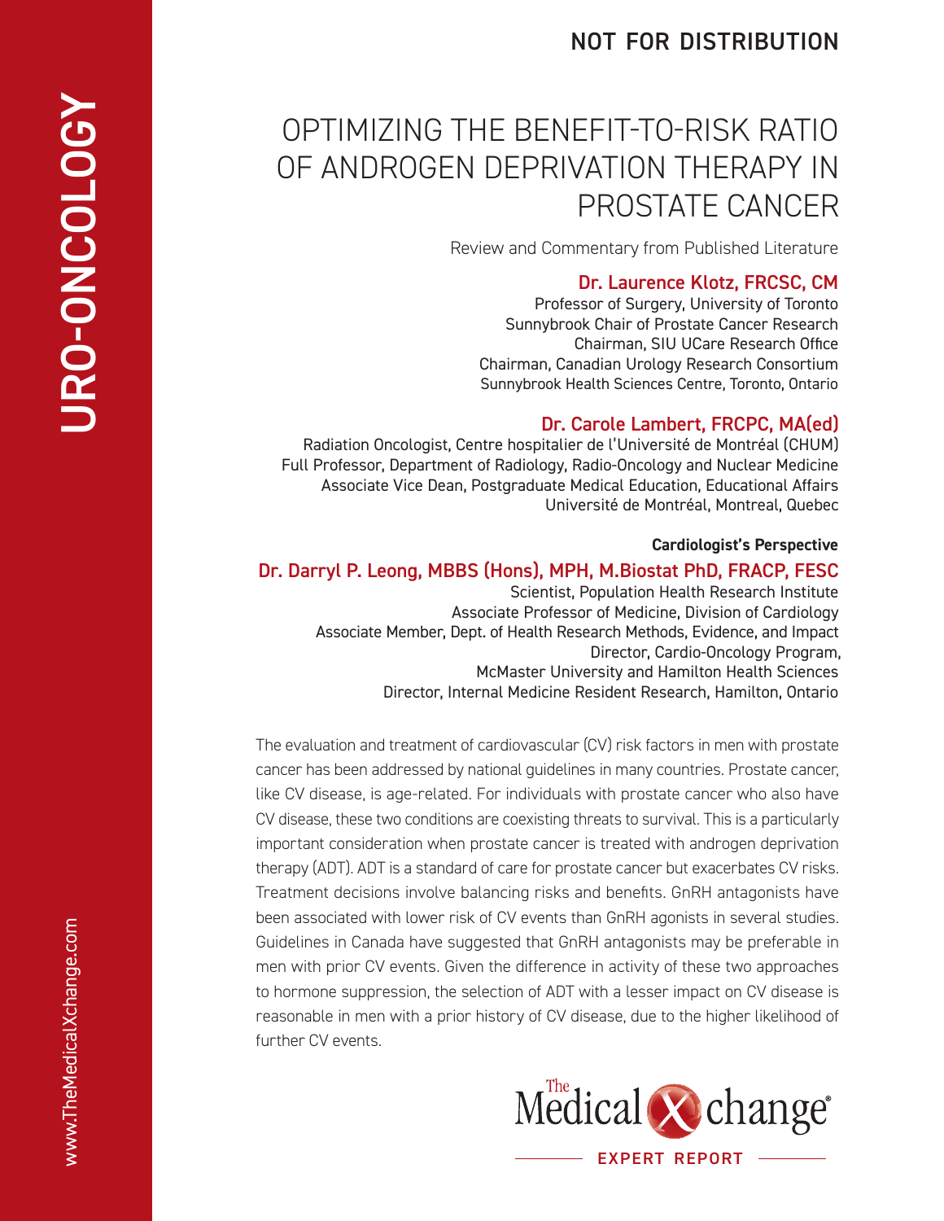NOT FOR DISTRIBUTION

URO-ONCOLOGY

# OPTIMIZING THE BENEFIT-TO-RISK RATIO OF ANDROGEN DEPRIVATION THERAPY IN PROSTATE CANCER

Review and Commentary from Published Literature

**Dr. Laurence Klotz, FRCSC, CM**
Professor of Surgery, University of Toronto
Sunnybrook Chair of Prostate Cancer Research
Chairman, SIU UCare Research Office
Chairman, Canadian Urology Research Consortium
Sunnybrook Health Sciences Centre, Toronto, Ontario

**Dr. Carole Lambert, FRCPC, MA(ed)**
Radiation Oncologist, Centre hospitalier de l'Université de Montréal (CHUM)
Full Professor, Department of Radiology, Radio-Oncology and Nuclear Medicine
Associate Vice Dean, Postgraduate Medical Education, Educational Affairs
Université de Montréal, Montreal, Quebec

**Cardiologist's Perspective**

**Dr. Darryl P. Leong, MBBS (Hons), MPH, M.Biostat PhD, FRACP, FESC**
Scientist, Population Health Research Institute
Associate Professor of Medicine, Division of Cardiology
Associate Member, Dept. of Health Research Methods, Evidence, and Impact
Director, Cardio-Oncology Program,
McMaster University and Hamilton Health Sciences
Director, Internal Medicine Resident Research, Hamilton, Ontario

The evaluation and treatment of cardiovascular (CV) risk factors in men with prostate cancer has been addressed by national guidelines in many countries. Prostate cancer, like CV disease, is age-related. For individuals with prostate cancer who also have CV disease, these two conditions are coexisting threats to survival. This is a particularly important consideration when prostate cancer is treated with androgen deprivation therapy (ADT). ADT is a standard of care for prostate cancer but exacerbates CV risks. Treatment decisions involve balancing risks and benefits. GnRH antagonists have been associated with lower risk of CV events than GnRH agonists in several studies. Guidelines in Canada have suggested that GnRH antagonists may be preferable in men with prior CV events. Given the difference in activity of these two approaches to hormone suppression, the selection of ADT with a lesser impact on CV disease is reasonable in men with a prior history of CV disease, due to the higher likelihood of further CV events.

The Medical Xchange®
EXPERT REPORT

www.TheMedicalXchange.com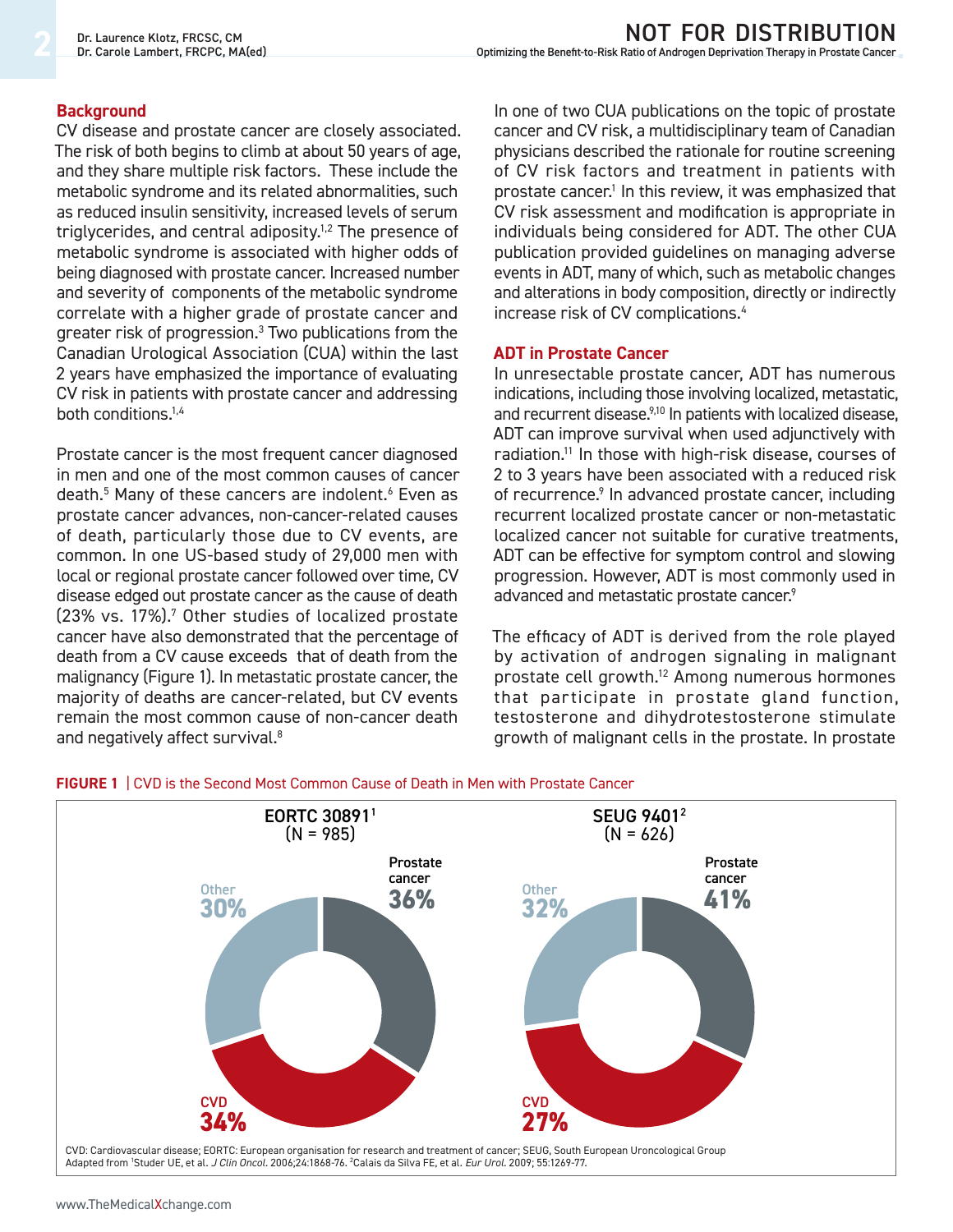## Background

CV disease and prostate cancer are closely associated. The risk of both begins to climb at about 50 years of age, and they share multiple risk factors. These include the metabolic syndrome and its related abnormalities, such as reduced insulin sensitivity, increased levels of serum triglycerides, and central adiposity.[1,2] The presence of metabolic syndrome is associated with higher odds of being diagnosed with prostate cancer. Increased number and severity of components of the metabolic syndrome correlate with a higher grade of prostate cancer and greater risk of progression.[3] Two publications from the Canadian Urological Association (CUA) within the last 2 years have emphasized the importance of evaluating CV risk in patients with prostate cancer and addressing both conditions.[1,4]

Prostate cancer is the most frequent cancer diagnosed in men and one of the most common causes of cancer death.[5] Many of these cancers are indolent.[6] Even as prostate cancer advances, non-cancer-related causes of death, particularly those due to CV events, are common. In one US-based study of 29,000 men with local or regional prostate cancer followed over time, CV disease edged out prostate cancer as the cause of death (23% vs. 17%).[7] Other studies of localized prostate cancer have also demonstrated that the percentage of death from a CV cause exceeds that of death from the malignancy (Figure 1). In metastatic prostate cancer, the majority of deaths are cancer-related, but CV events remain the most common cause of non-cancer death and negatively affect survival.[8]

In one of two CUA publications on the topic of prostate cancer and CV risk, a multidisciplinary team of Canadian physicians described the rationale for routine screening of CV risk factors and treatment in patients with prostate cancer.[1] In this review, it was emphasized that CV risk assessment and modification is appropriate in individuals being considered for ADT. The other CUA publication provided guidelines on managing adverse events in ADT, many of which, such as metabolic changes and alterations in body composition, directly or indirectly increase risk of CV complications.[4]

## ADT in Prostate Cancer

In unresectable prostate cancer, ADT has numerous indications, including those involving localized, metastatic, and recurrent disease.[9,10] In patients with localized disease, ADT can improve survival when used adjunctively with radiation.[11] In those with high-risk disease, courses of 2 to 3 years have been associated with a reduced risk of recurrence.[9] In advanced prostate cancer, including recurrent localized prostate cancer or non-metastatic localized cancer not suitable for curative treatments, ADT can be effective for symptom control and slowing progression. However, ADT is most commonly used in advanced and metastatic prostate cancer.[9]

The efficacy of ADT is derived from the role played by activation of androgen signaling in malignant prostate cell growth.[12] Among numerous hormones that participate in prostate gland function, testosterone and dihydrotestosterone stimulate growth of malignant cells in the prostate. In prostate

**FIGURE 1** | CVD is the Second Most Common Cause of Death in Men with Prostate Cancer

| Cause of death | EORTC 30891[1] (N = 985) | SEUG 9401[2] (N = 626) |
|---|---|---|
| Prostate cancer | 36% | 41% |
| CVD | 34% | 27% |
| Other | 30% | 32% |

CVD: Cardiovascular disease; EORTC: European organisation for research and treatment of cancer; SEUG, South European Uroncological Group
Adapted from [1]Studer UE, et al. *J Clin Oncol.* 2006;24:1868-76. [2]Calais da Silva FE, et al. *Eur Urol.* 2009; 55:1269-77.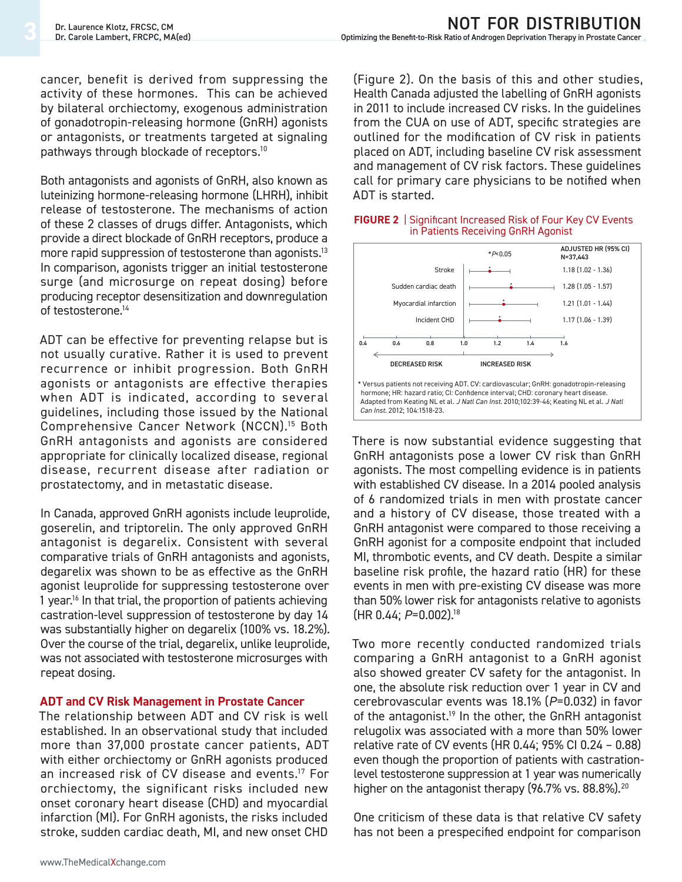cancer, benefit is derived from suppressing the activity of these hormones. This can be achieved by bilateral orchiectomy, exogenous administration of gonadotropin-releasing hormone (GnRH) agonists or antagonists, or treatments targeted at signaling pathways through blockade of receptors.[10]

Both antagonists and agonists of GnRH, also known as luteinizing hormone-releasing hormone (LHRH), inhibit release of testosterone. The mechanisms of action of these 2 classes of drugs differ. Antagonists, which provide a direct blockade of GnRH receptors, produce a more rapid suppression of testosterone than agonists.[13] In comparison, agonists trigger an initial testosterone surge (and microsurge on repeat dosing) before producing receptor desensitization and downregulation of testosterone.[14]

ADT can be effective for preventing relapse but is not usually curative. Rather it is used to prevent recurrence or inhibit progression. Both GnRH agonists or antagonists are effective therapies when ADT is indicated, according to several guidelines, including those issued by the National Comprehensive Cancer Network (NCCN).[15] Both GnRH antagonists and agonists are considered appropriate for clinically localized disease, regional disease, recurrent disease after radiation or prostatectomy, and in metastatic disease.

In Canada, approved GnRH agonists include leuprolide, goserelin, and triptorelin. The only approved GnRH antagonist is degarelix. Consistent with several comparative trials of GnRH antagonists and agonists, degarelix was shown to be as effective as the GnRH agonist leuprolide for suppressing testosterone over 1 year.[16] In that trial, the proportion of patients achieving castration-level suppression of testosterone by day 14 was substantially higher on degarelix (100% vs. 18.2%). Over the course of the trial, degarelix, unlike leuprolide, was not associated with testosterone microsurges with repeat dosing.

## ADT and CV Risk Management in Prostate Cancer

The relationship between ADT and CV risk is well established. In an observational study that included more than 37,000 prostate cancer patients, ADT with either orchiectomy or GnRH agonists produced an increased risk of CV disease and events.[17] For orchiectomy, the significant risks included new onset coronary heart disease (CHD) and myocardial infarction (MI). For GnRH agonists, the risks included stroke, sudden cardiac death, MI, and new onset CHD (Figure 2). On the basis of this and other studies, Health Canada adjusted the labelling of GnRH agonists in 2011 to include increased CV risks. In the guidelines from the CUA on use of ADT, specific strategies are outlined for the modification of CV risk in patients placed on ADT, including baseline CV risk assessment and management of CV risk factors. These guidelines call for primary care physicians to be notified when ADT is started.

**FIGURE 2** | Significant Increased Risk of Four Key CV Events in Patients Receiving GnRH Agonist

| *$P<0.05$ | ADJUSTED HR (95% CI) N=37,443 |
|---|---|
| Stroke | 1.18 (1.02 - 1.36) |
| Sudden cardiac death | 1.28 (1.05 - 1.57) |
| Myocardial infarction | 1.21 (1.01 - 1.44) |
| Incident CHD | 1.17 (1.06 - 1.39) |

(Axis: 0.4 – 1.6; ← DECREASED RISK | INCREASED RISK →)

\* Versus patients not receiving ADT. CV: cardiovascular; GnRH: gonadotropin-releasing hormone; HR: hazard ratio; CI: Confidence interval; CHD: coronary heart disease. Adapted from Keating NL et al. *J Natl Can Inst.* 2010;102:39-46; Keating NL et al. *J Natl Can Inst.* 2012; 104:1518-23.

There is now substantial evidence suggesting that GnRH antagonists pose a lower CV risk than GnRH agonists. The most compelling evidence is in patients with established CV disease. In a 2014 pooled analysis of 6 randomized trials in men with prostate cancer and a history of CV disease, those treated with a GnRH antagonist were compared to those receiving a GnRH agonist for a composite endpoint that included MI, thrombotic events, and CV death. Despite a similar baseline risk profile, the hazard ratio (HR) for these events in men with pre-existing CV disease was more than 50% lower risk for antagonists relative to agonists (HR 0.44; $P=0.002$).[18]

Two more recently conducted randomized trials comparing a GnRH antagonist to a GnRH agonist also showed greater CV safety for the antagonist. In one, the absolute risk reduction over 1 year in CV and cerebrovascular events was 18.1% ($P=0.032$) in favor of the antagonist.[19] In the other, the GnRH antagonist relugolix was associated with a more than 50% lower relative rate of CV events (HR 0.44; 95% CI 0.24 – 0.88) even though the proportion of patients with castration-level testosterone suppression at 1 year was numerically higher on the antagonist therapy (96.7% vs. 88.8%).[20]

One criticism of these data is that relative CV safety has not been a prespecified endpoint for comparison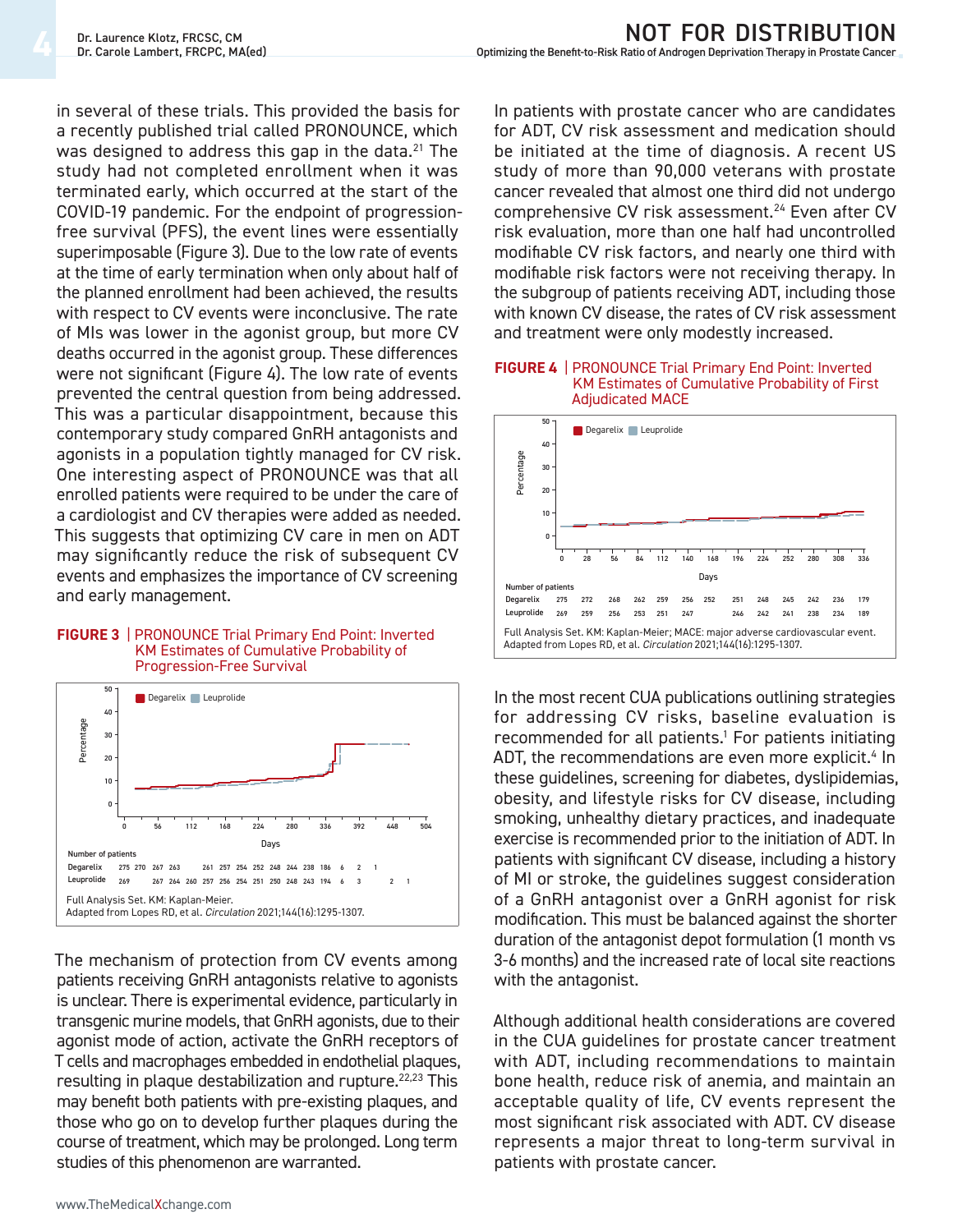in several of these trials. This provided the basis for a recently published trial called PRONOUNCE, which was designed to address this gap in the data.[21] The study had not completed enrollment when it was terminated early, which occurred at the start of the COVID-19 pandemic. For the endpoint of progression-free survival (PFS), the event lines were essentially superimposable (Figure 3). Due to the low rate of events at the time of early termination when only about half of the planned enrollment had been achieved, the results with respect to CV events were inconclusive. The rate of MIs was lower in the agonist group, but more CV deaths occurred in the agonist group. These differences were not significant (Figure 4). The low rate of events prevented the central question from being addressed. This was a particular disappointment, because this contemporary study compared GnRH antagonists and agonists in a population tightly managed for CV risk. One interesting aspect of PRONOUNCE was that all enrolled patients were required to be under the care of a cardiologist and CV therapies were added as needed. This suggests that optimizing CV care in men on ADT may significantly reduce the risk of subsequent CV events and emphasizes the importance of CV screening and early management.

**FIGURE 3** | PRONOUNCE Trial Primary End Point: Inverted KM Estimates of Cumulative Probability of Progression-Free Survival

Degarelix Leuprolide

Percentage

50
40
30
20
10
0

0 56 112 168 224 280 336 392 448 504

Days

Number of patients

Degarelix 275 270 267 263 261 257 254 252 248 244 238 186 6 2 1

Leuprolide 269 267 264 260 257 256 254 251 250 248 243 194 6 3 2 1

Full Analysis Set. KM: Kaplan-Meier.
Adapted from Lopes RD, et al. *Circulation* 2021;144(16):1295-1307.

The mechanism of protection from CV events among patients receiving GnRH antagonists relative to agonists is unclear. There is experimental evidence, particularly in transgenic murine models, that GnRH agonists, due to their agonist mode of action, activate the GnRH receptors of T cells and macrophages embedded in endothelial plaques, resulting in plaque destabilization and rupture.[22,23] This may benefit both patients with pre-existing plaques, and those who go on to develop further plaques during the course of treatment, which may be prolonged. Long term studies of this phenomenon are warranted.

In patients with prostate cancer who are candidates for ADT, CV risk assessment and medication should be initiated at the time of diagnosis. A recent US study of more than 90,000 veterans with prostate cancer revealed that almost one third did not undergo comprehensive CV risk assessment.[24] Even after CV risk evaluation, more than one half had uncontrolled modifiable CV risk factors, and nearly one third with modifiable risk factors were not receiving therapy. In the subgroup of patients receiving ADT, including those with known CV disease, the rates of CV risk assessment and treatment were only modestly increased.

**FIGURE 4** | PRONOUNCE Trial Primary End Point: Inverted KM Estimates of Cumulative Probability of First Adjudicated MACE

Degarelix Leuprolide

Percentage

50
40
30
20
10
0

0 28 56 84 112 140 168 196 224 252 280 308 336

Days

Number of patients

Degarelix 275 272 268 262 259 256 252 251 248 245 242 236 179

Leuprolide 269 259 256 253 251 247 246 242 241 238 234 189

Full Analysis Set. KM: Kaplan-Meier; MACE: major adverse cardiovascular event.
Adapted from Lopes RD, et al. *Circulation* 2021;144(16):1295-1307.

In the most recent CUA publications outlining strategies for addressing CV risks, baseline evaluation is recommended for all patients.[1] For patients initiating ADT, the recommendations are even more explicit.[4] In these guidelines, screening for diabetes, dyslipidemias, obesity, and lifestyle risks for CV disease, including smoking, unhealthy dietary practices, and inadequate exercise is recommended prior to the initiation of ADT. In patients with significant CV disease, including a history of MI or stroke, the guidelines suggest consideration of a GnRH antagonist over a GnRH agonist for risk modification. This must be balanced against the shorter duration of the antagonist depot formulation (1 month vs 3-6 months) and the increased rate of local site reactions with the antagonist.

Although additional health considerations are covered in the CUA guidelines for prostate cancer treatment with ADT, including recommendations to maintain bone health, reduce risk of anemia, and maintain an acceptable quality of life, CV events represent the most significant risk associated with ADT. CV disease represents a major threat to long-term survival in patients with prostate cancer.